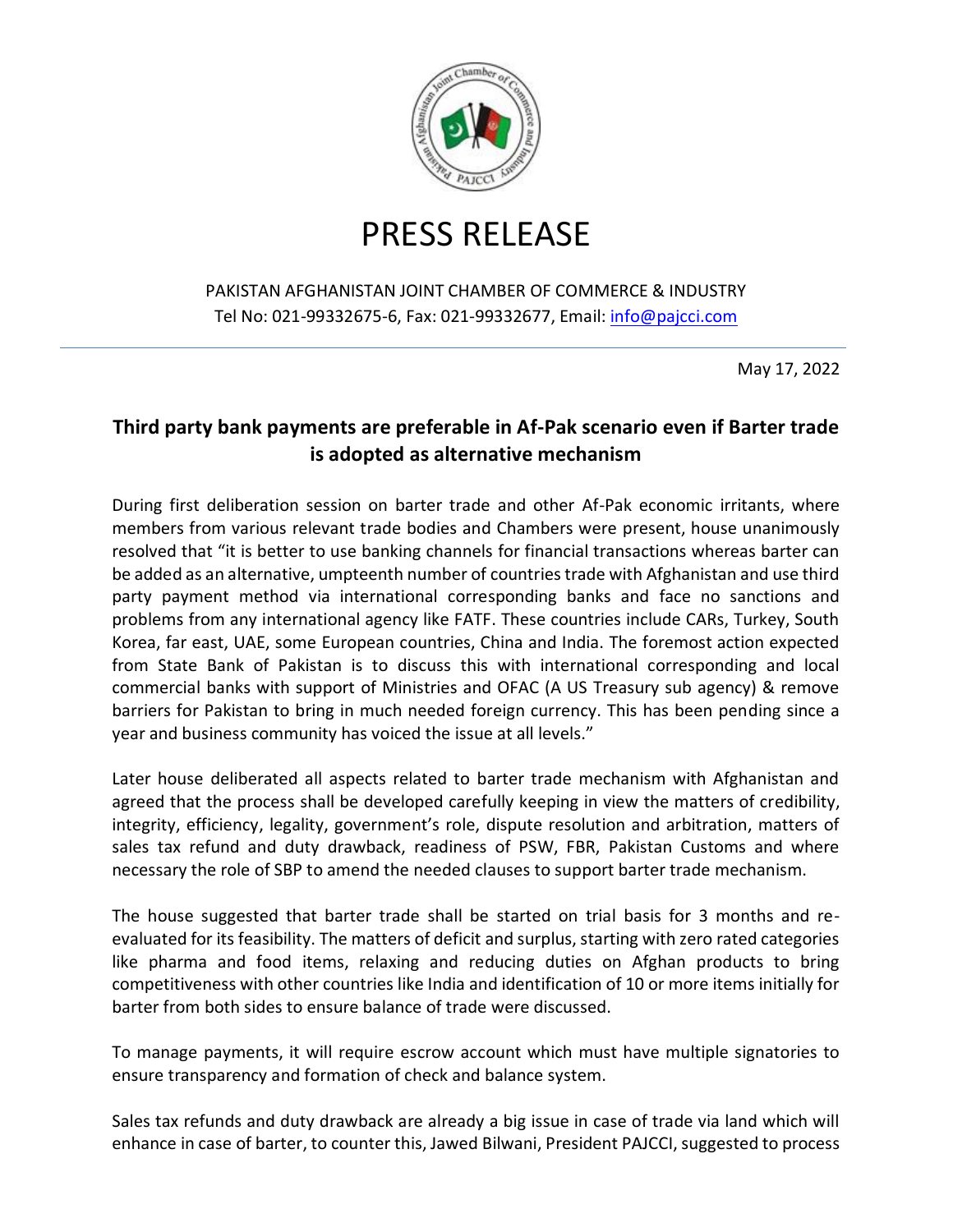# PRESS RELEASE

PAKISTAN AFGHANISTAN JOINT CHAMBER OF COMMERCE & INDUSTRY
Tel No: 021-99332675-6, Fax: 021-99332677, Email: info@pajcci.com

May 17, 2022

## Third party bank payments are preferable in Af-Pak scenario even if Barter trade is adopted as alternative mechanism

During first deliberation session on barter trade and other Af-Pak economic irritants, where members from various relevant trade bodies and Chambers were present, house unanimously resolved that "it is better to use banking channels for financial transactions whereas barter can be added as an alternative, umpteenth number of countries trade with Afghanistan and use third party payment method via international corresponding banks and face no sanctions and problems from any international agency like FATF. These countries include CARs, Turkey, South Korea, far east, UAE, some European countries, China and India. The foremost action expected from State Bank of Pakistan is to discuss this with international corresponding and local commercial banks with support of Ministries and OFAC (A US Treasury sub agency) & remove barriers for Pakistan to bring in much needed foreign currency. This has been pending since a year and business community has voiced the issue at all levels."

Later house deliberated all aspects related to barter trade mechanism with Afghanistan and agreed that the process shall be developed carefully keeping in view the matters of credibility, integrity, efficiency, legality, government's role, dispute resolution and arbitration, matters of sales tax refund and duty drawback, readiness of PSW, FBR, Pakistan Customs and where necessary the role of SBP to amend the needed clauses to support barter trade mechanism.

The house suggested that barter trade shall be started on trial basis for 3 months and re-evaluated for its feasibility. The matters of deficit and surplus, starting with zero rated categories like pharma and food items, relaxing and reducing duties on Afghan products to bring competitiveness with other countries like India and identification of 10 or more items initially for barter from both sides to ensure balance of trade were discussed.

To manage payments, it will require escrow account which must have multiple signatories to ensure transparency and formation of check and balance system.

Sales tax refunds and duty drawback are already a big issue in case of trade via land which will enhance in case of barter, to counter this, Jawed Bilwani, President PAJCCI, suggested to process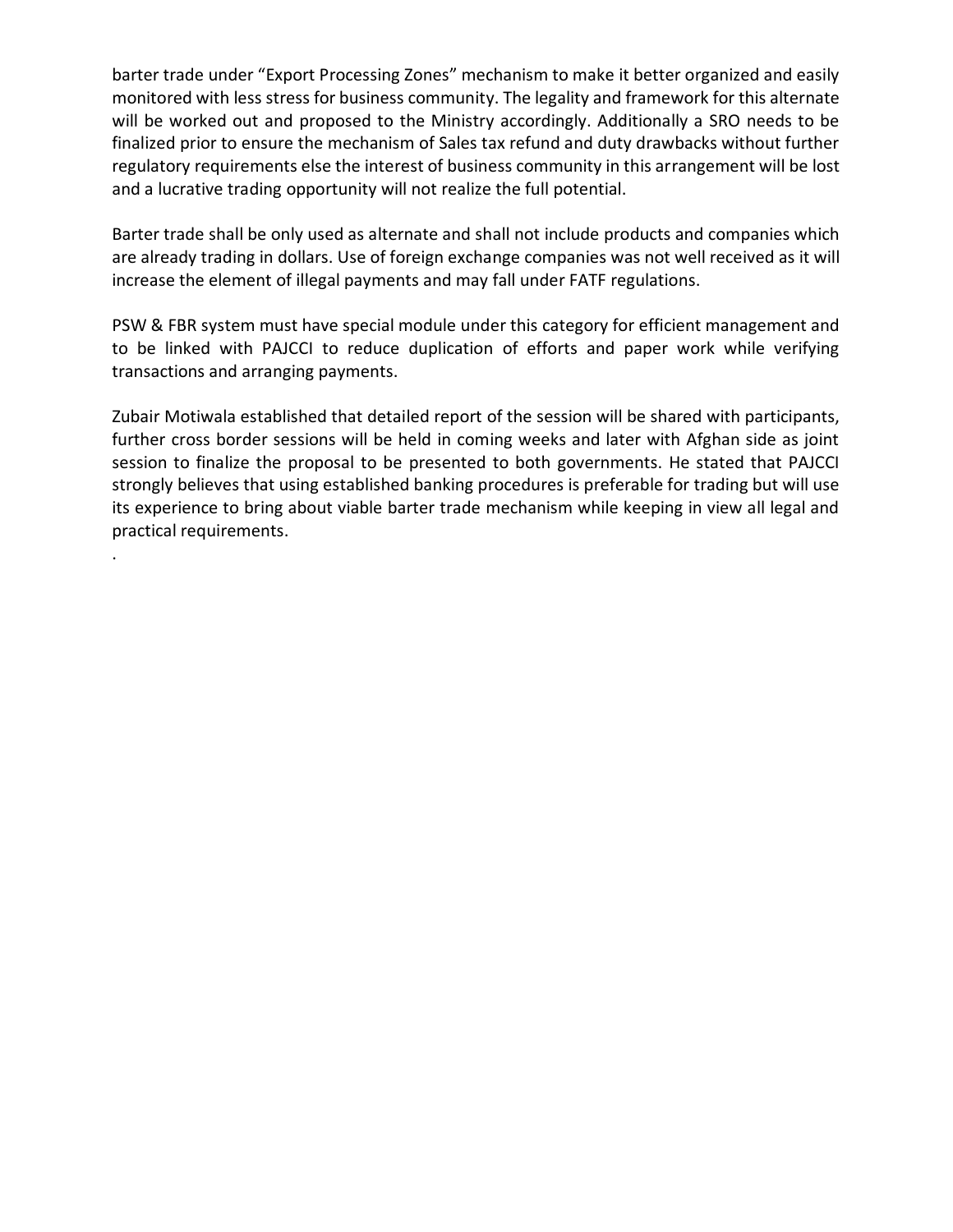barter trade under "Export Processing Zones" mechanism to make it better organized and easily monitored with less stress for business community. The legality and framework for this alternate will be worked out and proposed to the Ministry accordingly. Additionally a SRO needs to be finalized prior to ensure the mechanism of Sales tax refund and duty drawbacks without further regulatory requirements else the interest of business community in this arrangement will be lost and a lucrative trading opportunity will not realize the full potential.

Barter trade shall be only used as alternate and shall not include products and companies which are already trading in dollars. Use of foreign exchange companies was not well received as it will increase the element of illegal payments and may fall under FATF regulations.

PSW & FBR system must have special module under this category for efficient management and to be linked with PAJCCI to reduce duplication of efforts and paper work while verifying transactions and arranging payments.

Zubair Motiwala established that detailed report of the session will be shared with participants, further cross border sessions will be held in coming weeks and later with Afghan side as joint session to finalize the proposal to be presented to both governments. He stated that PAJCCI strongly believes that using established banking procedures is preferable for trading but will use its experience to bring about viable barter trade mechanism while keeping in view all legal and practical requirements.

.